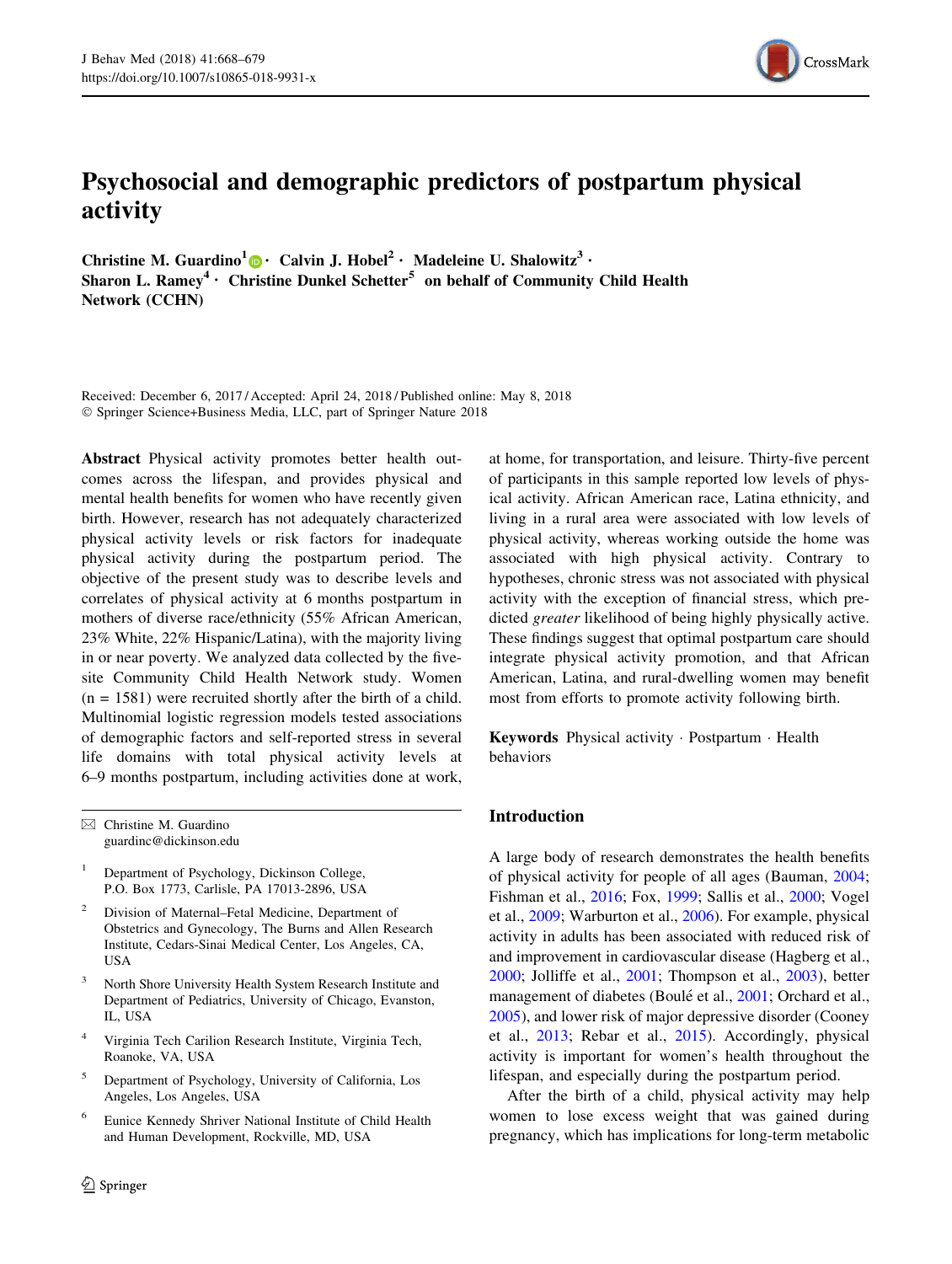# Psychosocial and demographic predictors of postpartum physical activity

**Christine M. Guardino[1] · Calvin J. Hobel[2] · Madeleine U. Shalowitz[3] · Sharon L. Ramey[4] · Christine Dunkel Schetter[5] on behalf of Community Child Health Network (CCHN)**

Received: December 6, 2017 / Accepted: April 24, 2018 / Published online: May 8, 2018
© Springer Science+Business Media, LLC, part of Springer Nature 2018

**Abstract** Physical activity promotes better health outcomes across the lifespan, and provides physical and mental health benefits for women who have recently given birth. However, research has not adequately characterized physical activity levels or risk factors for inadequate physical activity during the postpartum period. The objective of the present study was to describe levels and correlates of physical activity at 6 months postpartum in mothers of diverse race/ethnicity (55% African American, 23% White, 22% Hispanic/Latina), with the majority living in or near poverty. We analyzed data collected by the five-site Community Child Health Network study. Women (n = 1581) were recruited shortly after the birth of a child. Multinomial logistic regression models tested associations of demographic factors and self-reported stress in several life domains with total physical activity levels at 6–9 months postpartum, including activities done at work, at home, for transportation, and leisure. Thirty-five percent of participants in this sample reported low levels of physical activity. African American race, Latina ethnicity, and living in a rural area were associated with low levels of physical activity, whereas working outside the home was associated with high physical activity. Contrary to hypotheses, chronic stress was not associated with physical activity with the exception of financial stress, which predicted *greater* likelihood of being highly physically active. These findings suggest that optimal postpartum care should integrate physical activity promotion, and that African American, Latina, and rural-dwelling women may benefit most from efforts to promote activity following birth.

**Keywords** Physical activity · Postpartum · Health behaviors

✉ Christine M. Guardino
guardinc@dickinson.edu

[1] Department of Psychology, Dickinson College, P.O. Box 1773, Carlisle, PA 17013-2896, USA

[2] Division of Maternal–Fetal Medicine, Department of Obstetrics and Gynecology, The Burns and Allen Research Institute, Cedars-Sinai Medical Center, Los Angeles, CA, USA

[3] North Shore University Health System Research Institute and Department of Pediatrics, University of Chicago, Evanston, IL, USA

[4] Virginia Tech Carilion Research Institute, Virginia Tech, Roanoke, VA, USA

[5] Department of Psychology, University of California, Los Angeles, Los Angeles, USA

[6] Eunice Kennedy Shriver National Institute of Child Health and Human Development, Rockville, MD, USA

## Introduction

A large body of research demonstrates the health benefits of physical activity for people of all ages (Bauman, 2004; Fishman et al., 2016; Fox, 1999; Sallis et al., 2000; Vogel et al., 2009; Warburton et al., 2006). For example, physical activity in adults has been associated with reduced risk of and improvement in cardiovascular disease (Hagberg et al., 2000; Jolliffe et al., 2001; Thompson et al., 2003), better management of diabetes (Boulé et al., 2001; Orchard et al., 2005), and lower risk of major depressive disorder (Cooney et al., 2013; Rebar et al., 2015). Accordingly, physical activity is important for women's health throughout the lifespan, and especially during the postpartum period.

After the birth of a child, physical activity may help women to lose excess weight that was gained during pregnancy, which has implications for long-term metabolic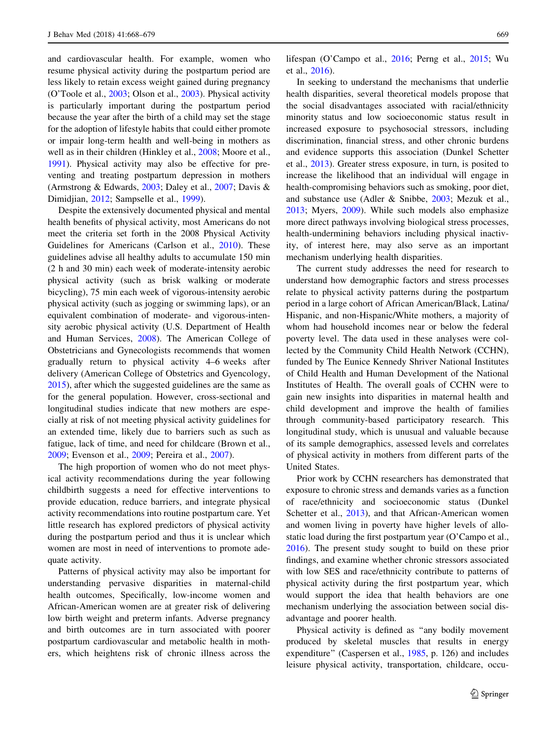and cardiovascular health. For example, women who resume physical activity during the postpartum period are less likely to retain excess weight gained during pregnancy (O'Toole et al., 2003; Olson et al., 2003). Physical activity is particularly important during the postpartum period because the year after the birth of a child may set the stage for the adoption of lifestyle habits that could either promote or impair long-term health and well-being in mothers as well as in their children (Hinkley et al., 2008; Moore et al., 1991). Physical activity may also be effective for preventing and treating postpartum depression in mothers (Armstrong & Edwards, 2003; Daley et al., 2007; Davis & Dimidjian, 2012; Sampselle et al., 1999).

Despite the extensively documented physical and mental health benefits of physical activity, most Americans do not meet the criteria set forth in the 2008 Physical Activity Guidelines for Americans (Carlson et al., 2010). These guidelines advise all healthy adults to accumulate 150 min (2 h and 30 min) each week of moderate-intensity aerobic physical activity (such as brisk walking or moderate bicycling), 75 min each week of vigorous-intensity aerobic physical activity (such as jogging or swimming laps), or an equivalent combination of moderate- and vigorous-intensity aerobic physical activity (U.S. Department of Health and Human Services, 2008). The American College of Obstetricians and Gynecologists recommends that women gradually return to physical activity 4–6 weeks after delivery (American College of Obstetrics and Gyencology, 2015), after which the suggested guidelines are the same as for the general population. However, cross-sectional and longitudinal studies indicate that new mothers are especially at risk of not meeting physical activity guidelines for an extended time, likely due to barriers such as such as fatigue, lack of time, and need for childcare (Brown et al., 2009; Evenson et al., 2009; Pereira et al., 2007).

The high proportion of women who do not meet physical activity recommendations during the year following childbirth suggests a need for effective interventions to provide education, reduce barriers, and integrate physical activity recommendations into routine postpartum care. Yet little research has explored predictors of physical activity during the postpartum period and thus it is unclear which women are most in need of interventions to promote adequate activity.

Patterns of physical activity may also be important for understanding pervasive disparities in maternal-child health outcomes, Specifically, low-income women and African-American women are at greater risk of delivering low birth weight and preterm infants. Adverse pregnancy and birth outcomes are in turn associated with poorer postpartum cardiovascular and metabolic health in mothers, which heightens risk of chronic illness across the lifespan (O'Campo et al., 2016; Perng et al., 2015; Wu et al., 2016).

In seeking to understand the mechanisms that underlie health disparities, several theoretical models propose that the social disadvantages associated with racial/ethnicity minority status and low socioeconomic status result in increased exposure to psychosocial stressors, including discrimination, financial stress, and other chronic burdens and evidence supports this association (Dunkel Schetter et al., 2013). Greater stress exposure, in turn, is posited to increase the likelihood that an individual will engage in health-compromising behaviors such as smoking, poor diet, and substance use (Adler & Snibbe, 2003; Mezuk et al., 2013; Myers, 2009). While such models also emphasize more direct pathways involving biological stress processes, health-undermining behaviors including physical inactivity, of interest here, may also serve as an important mechanism underlying health disparities.

The current study addresses the need for research to understand how demographic factors and stress processes relate to physical activity patterns during the postpartum period in a large cohort of African American/Black, Latina/Hispanic, and non-Hispanic/White mothers, a majority of whom had household incomes near or below the federal poverty level. The data used in these analyses were collected by the Community Child Health Network (CCHN), funded by The Eunice Kennedy Shriver National Institutes of Child Health and Human Development of the National Institutes of Health. The overall goals of CCHN were to gain new insights into disparities in maternal health and child development and improve the health of families through community-based participatory research. This longitudinal study, which is unusual and valuable because of its sample demographics, assessed levels and correlates of physical activity in mothers from different parts of the United States.

Prior work by CCHN researchers has demonstrated that exposure to chronic stress and demands varies as a function of race/ethnicity and socioeconomic status (Dunkel Schetter et al., 2013), and that African-American women and women living in poverty have higher levels of allostatic load during the first postpartum year (O'Campo et al., 2016). The present study sought to build on these prior findings, and examine whether chronic stressors associated with low SES and race/ethnicity contribute to patterns of physical activity during the first postpartum year, which would support the idea that health behaviors are one mechanism underlying the association between social disadvantage and poorer health.

Physical activity is defined as "any bodily movement produced by skeletal muscles that results in energy expenditure" (Caspersen et al., 1985, p. 126) and includes leisure physical activity, transportation, childcare, occu-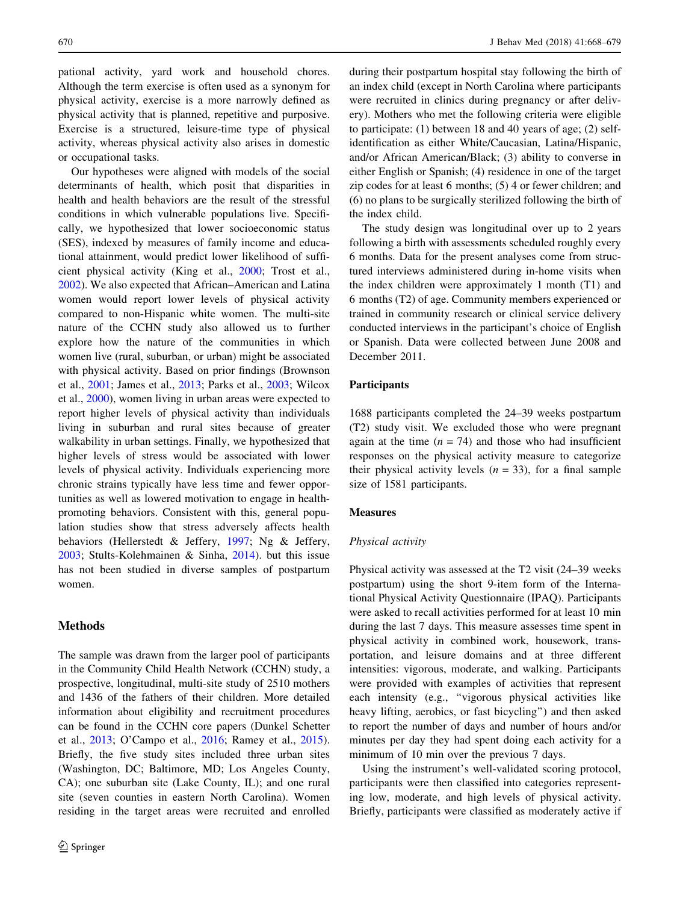pational activity, yard work and household chores. Although the term exercise is often used as a synonym for physical activity, exercise is a more narrowly defined as physical activity that is planned, repetitive and purposive. Exercise is a structured, leisure-time type of physical activity, whereas physical activity also arises in domestic or occupational tasks.

Our hypotheses were aligned with models of the social determinants of health, which posit that disparities in health and health behaviors are the result of the stressful conditions in which vulnerable populations live. Specifically, we hypothesized that lower socioeconomic status (SES), indexed by measures of family income and educational attainment, would predict lower likelihood of sufficient physical activity (King et al., 2000; Trost et al., 2002). We also expected that African–American and Latina women would report lower levels of physical activity compared to non-Hispanic white women. The multi-site nature of the CCHN study also allowed us to further explore how the nature of the communities in which women live (rural, suburban, or urban) might be associated with physical activity. Based on prior findings (Brownson et al., 2001; James et al., 2013; Parks et al., 2003; Wilcox et al., 2000), women living in urban areas were expected to report higher levels of physical activity than individuals living in suburban and rural sites because of greater walkability in urban settings. Finally, we hypothesized that higher levels of stress would be associated with lower levels of physical activity. Individuals experiencing more chronic strains typically have less time and fewer opportunities as well as lowered motivation to engage in health-promoting behaviors. Consistent with this, general population studies show that stress adversely affects health behaviors (Hellerstedt & Jeffery, 1997; Ng & Jeffery, 2003; Stults-Kolehmainen & Sinha, 2014). but this issue has not been studied in diverse samples of postpartum women.

## Methods

The sample was drawn from the larger pool of participants in the Community Child Health Network (CCHN) study, a prospective, longitudinal, multi-site study of 2510 mothers and 1436 of the fathers of their children. More detailed information about eligibility and recruitment procedures can be found in the CCHN core papers (Dunkel Schetter et al., 2013; O'Campo et al., 2016; Ramey et al., 2015). Briefly, the five study sites included three urban sites (Washington, DC; Baltimore, MD; Los Angeles County, CA); one suburban site (Lake County, IL); and one rural site (seven counties in eastern North Carolina). Women residing in the target areas were recruited and enrolled during their postpartum hospital stay following the birth of an index child (except in North Carolina where participants were recruited in clinics during pregnancy or after delivery). Mothers who met the following criteria were eligible to participate: (1) between 18 and 40 years of age; (2) self-identification as either White/Caucasian, Latina/Hispanic, and/or African American/Black; (3) ability to converse in either English or Spanish; (4) residence in one of the target zip codes for at least 6 months; (5) 4 or fewer children; and (6) no plans to be surgically sterilized following the birth of the index child.

The study design was longitudinal over up to 2 years following a birth with assessments scheduled roughly every 6 months. Data for the present analyses come from structured interviews administered during in-home visits when the index children were approximately 1 month (T1) and 6 months (T2) of age. Community members experienced or trained in community research or clinical service delivery conducted interviews in the participant's choice of English or Spanish. Data were collected between June 2008 and December 2011.

### Participants

1688 participants completed the 24–39 weeks postpartum (T2) study visit. We excluded those who were pregnant again at the time ($n = 74$) and those who had insufficient responses on the physical activity measure to categorize their physical activity levels ($n = 33$), for a final sample size of 1581 participants.

### Measures

#### *Physical activity*

Physical activity was assessed at the T2 visit (24–39 weeks postpartum) using the short 9-item form of the International Physical Activity Questionnaire (IPAQ). Participants were asked to recall activities performed for at least 10 min during the last 7 days. This measure assesses time spent in physical activity in combined work, housework, transportation, and leisure domains and at three different intensities: vigorous, moderate, and walking. Participants were provided with examples of activities that represent each intensity (e.g., "vigorous physical activities like heavy lifting, aerobics, or fast bicycling") and then asked to report the number of days and number of hours and/or minutes per day they had spent doing each activity for a minimum of 10 min over the previous 7 days.

Using the instrument's well-validated scoring protocol, participants were then classified into categories representing low, moderate, and high levels of physical activity. Briefly, participants were classified as moderately active if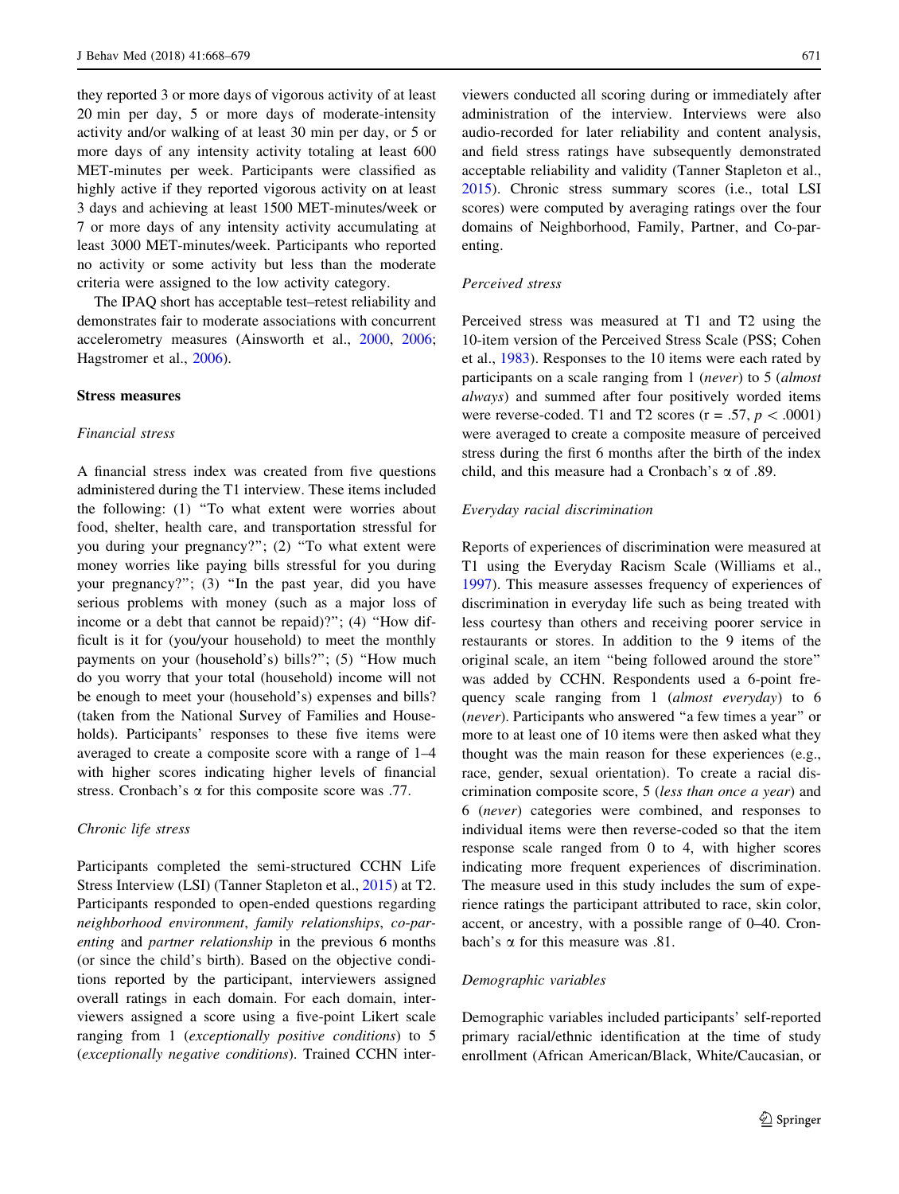they reported 3 or more days of vigorous activity of at least 20 min per day, 5 or more days of moderate-intensity activity and/or walking of at least 30 min per day, or 5 or more days of any intensity activity totaling at least 600 MET-minutes per week. Participants were classified as highly active if they reported vigorous activity on at least 3 days and achieving at least 1500 MET-minutes/week or 7 or more days of any intensity activity accumulating at least 3000 MET-minutes/week. Participants who reported no activity or some activity but less than the moderate criteria were assigned to the low activity category.

The IPAQ short has acceptable test–retest reliability and demonstrates fair to moderate associations with concurrent accelerometry measures (Ainsworth et al., 2000, 2006; Hagstromer et al., 2006).

### Stress measures

#### *Financial stress*

A financial stress index was created from five questions administered during the T1 interview. These items included the following: (1) "To what extent were worries about food, shelter, health care, and transportation stressful for you during your pregnancy?"; (2) "To what extent were money worries like paying bills stressful for you during your pregnancy?"; (3) "In the past year, did you have serious problems with money (such as a major loss of income or a debt that cannot be repaid)?"; (4) "How difficult is it for (you/your household) to meet the monthly payments on your (household's) bills?"; (5) "How much do you worry that your total (household) income will not be enough to meet your (household's) expenses and bills? (taken from the National Survey of Families and Households). Participants' responses to these five items were averaged to create a composite score with a range of 1–4 with higher scores indicating higher levels of financial stress. Cronbach's $\alpha$ for this composite score was .77.

#### *Chronic life stress*

Participants completed the semi-structured CCHN Life Stress Interview (LSI) (Tanner Stapleton et al., 2015) at T2. Participants responded to open-ended questions regarding *neighborhood environment*, *family relationships*, *co-parenting* and *partner relationship* in the previous 6 months (or since the child's birth). Based on the objective conditions reported by the participant, interviewers assigned overall ratings in each domain. For each domain, interviewers assigned a score using a five-point Likert scale ranging from 1 (*exceptionally positive conditions*) to 5 (*exceptionally negative conditions*). Trained CCHN interviewers conducted all scoring during or immediately after administration of the interview. Interviews were also audio-recorded for later reliability and content analysis, and field stress ratings have subsequently demonstrated acceptable reliability and validity (Tanner Stapleton et al., 2015). Chronic stress summary scores (i.e., total LSI scores) were computed by averaging ratings over the four domains of Neighborhood, Family, Partner, and Co-parenting.

#### *Perceived stress*

Perceived stress was measured at T1 and T2 using the 10-item version of the Perceived Stress Scale (PSS; Cohen et al., 1983). Responses to the 10 items were each rated by participants on a scale ranging from 1 (*never*) to 5 (*almost always*) and summed after four positively worded items were reverse-coded. T1 and T2 scores ($r = .57$, $p < .0001$) were averaged to create a composite measure of perceived stress during the first 6 months after the birth of the index child, and this measure had a Cronbach's $\alpha$ of .89.

#### *Everyday racial discrimination*

Reports of experiences of discrimination were measured at T1 using the Everyday Racism Scale (Williams et al., 1997). This measure assesses frequency of experiences of discrimination in everyday life such as being treated with less courtesy than others and receiving poorer service in restaurants or stores. In addition to the 9 items of the original scale, an item "being followed around the store" was added by CCHN. Respondents used a 6-point frequency scale ranging from 1 (*almost everyday*) to 6 (*never*). Participants who answered "a few times a year" or more to at least one of 10 items were then asked what they thought was the main reason for these experiences (e.g., race, gender, sexual orientation). To create a racial discrimination composite score, 5 (*less than once a year*) and 6 (*never*) categories were combined, and responses to individual items were then reverse-coded so that the item response scale ranged from 0 to 4, with higher scores indicating more frequent experiences of discrimination. The measure used in this study includes the sum of experience ratings the participant attributed to race, skin color, accent, or ancestry, with a possible range of 0–40. Cronbach's $\alpha$ for this measure was .81.

#### *Demographic variables*

Demographic variables included participants' self-reported primary racial/ethnic identification at the time of study enrollment (African American/Black, White/Caucasian, or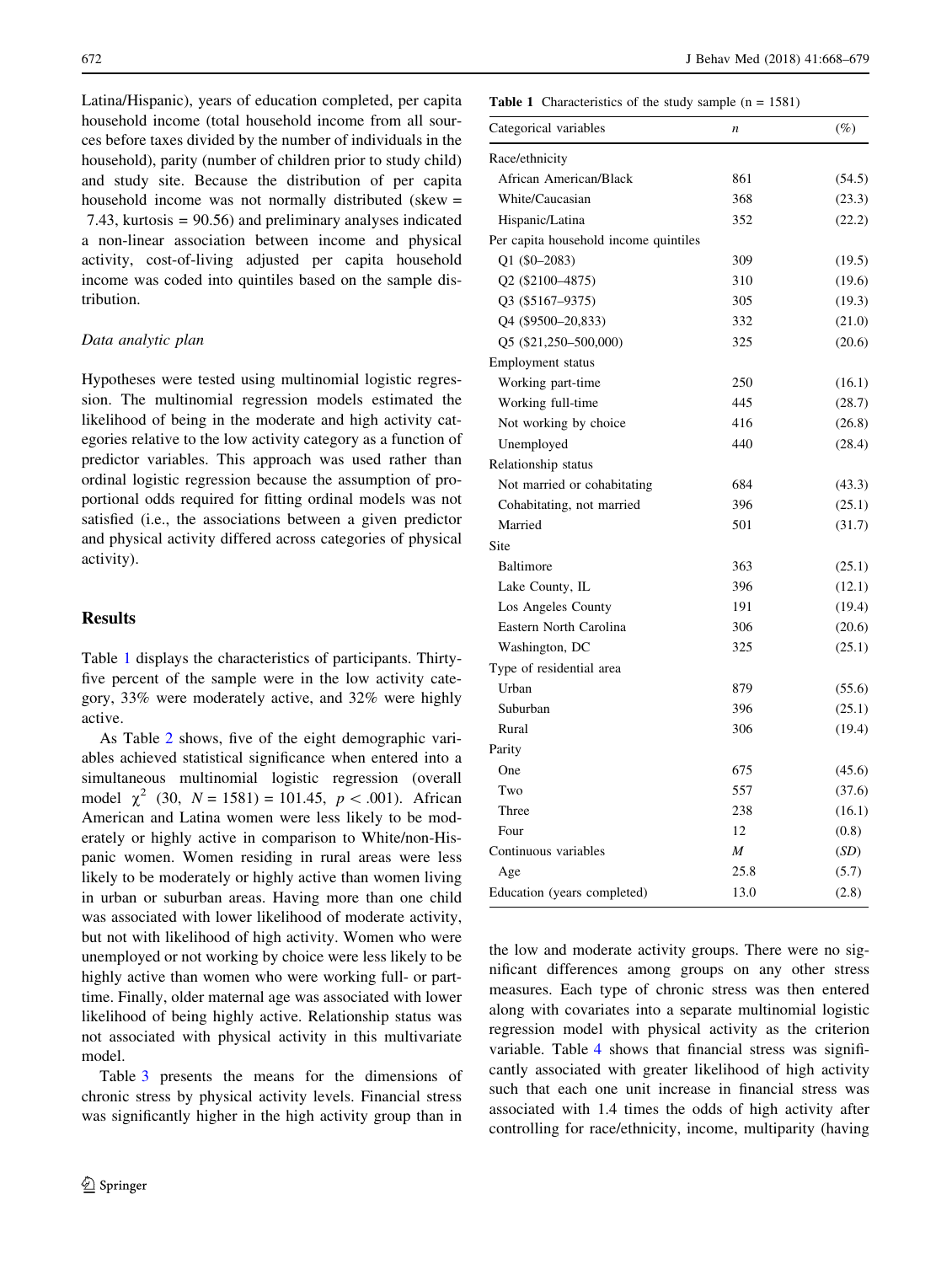Latina/Hispanic), years of education completed, per capita household income (total household income from all sources before taxes divided by the number of individuals in the household), parity (number of children prior to study child) and study site. Because the distribution of per capita household income was not normally distributed (skew = 7.43, kurtosis = 90.56) and preliminary analyses indicated a non-linear association between income and physical activity, cost-of-living adjusted per capita household income was coded into quintiles based on the sample distribution.

### *Data analytic plan*

Hypotheses were tested using multinomial logistic regression. The multinomial regression models estimated the likelihood of being in the moderate and high activity categories relative to the low activity category as a function of predictor variables. This approach was used rather than ordinal logistic regression because the assumption of proportional odds required for fitting ordinal models was not satisfied (i.e., the associations between a given predictor and physical activity differed across categories of physical activity).

## Results

Table 1 displays the characteristics of participants. Thirty-five percent of the sample were in the low activity category, 33% were moderately active, and 32% were highly active.

As Table 2 shows, five of the eight demographic variables achieved statistical significance when entered into a simultaneous multinomial logistic regression (overall model $\chi^2$ (30, $N = 1581$) = 101.45, $p < .001$). African American and Latina women were less likely to be moderately or highly active in comparison to White/non-Hispanic women. Women residing in rural areas were less likely to be moderately or highly active than women living in urban or suburban areas. Having more than one child was associated with lower likelihood of moderate activity, but not with likelihood of high activity. Women who were unemployed or not working by choice were less likely to be highly active than women who were working full- or part-time. Finally, older maternal age was associated with lower likelihood of being highly active. Relationship status was not associated with physical activity in this multivariate model.

Table 3 presents the means for the dimensions of chronic stress by physical activity levels. Financial stress was significantly higher in the high activity group than in the low and moderate activity groups. There were no significant differences among groups on any other stress measures. Each type of chronic stress was then entered along with covariates into a separate multinomial logistic regression model with physical activity as the criterion variable. Table 4 shows that financial stress was significantly associated with greater likelihood of high activity such that each one unit increase in financial stress was associated with 1.4 times the odds of high activity after controlling for race/ethnicity, income, multiparity (having

**Table 1** Characteristics of the study sample (n = 1581)

| Categorical variables | *n* | (%) |
|---|---|---|
| Race/ethnicity | | |
| African American/Black | 861 | (54.5) |
| White/Caucasian | 368 | (23.3) |
| Hispanic/Latina | 352 | (22.2) |
| Per capita household income quintiles | | |
| Q1 ($0–2083) | 309 | (19.5) |
| Q2 ($2100–4875) | 310 | (19.6) |
| Q3 ($5167–9375) | 305 | (19.3) |
| Q4 ($9500–20,833) | 332 | (21.0) |
| Q5 ($21,250–500,000) | 325 | (20.6) |
| Employment status | | |
| Working part-time | 250 | (16.1) |
| Working full-time | 445 | (28.7) |
| Not working by choice | 416 | (26.8) |
| Unemployed | 440 | (28.4) |
| Relationship status | | |
| Not married or cohabitating | 684 | (43.3) |
| Cohabitating, not married | 396 | (25.1) |
| Married | 501 | (31.7) |
| Site | | |
| Baltimore | 363 | (25.1) |
| Lake County, IL | 396 | (12.1) |
| Los Angeles County | 191 | (19.4) |
| Eastern North Carolina | 306 | (20.6) |
| Washington, DC | 325 | (25.1) |
| Type of residential area | | |
| Urban | 879 | (55.6) |
| Suburban | 396 | (25.1) |
| Rural | 306 | (19.4) |
| Parity | | |
| One | 675 | (45.6) |
| Two | 557 | (37.6) |
| Three | 238 | (16.1) |
| Four | 12 | (0.8) |
| Continuous variables | *M* | (*SD*) |
| Age | 25.8 | (5.7) |
| Education (years completed) | 13.0 | (2.8) |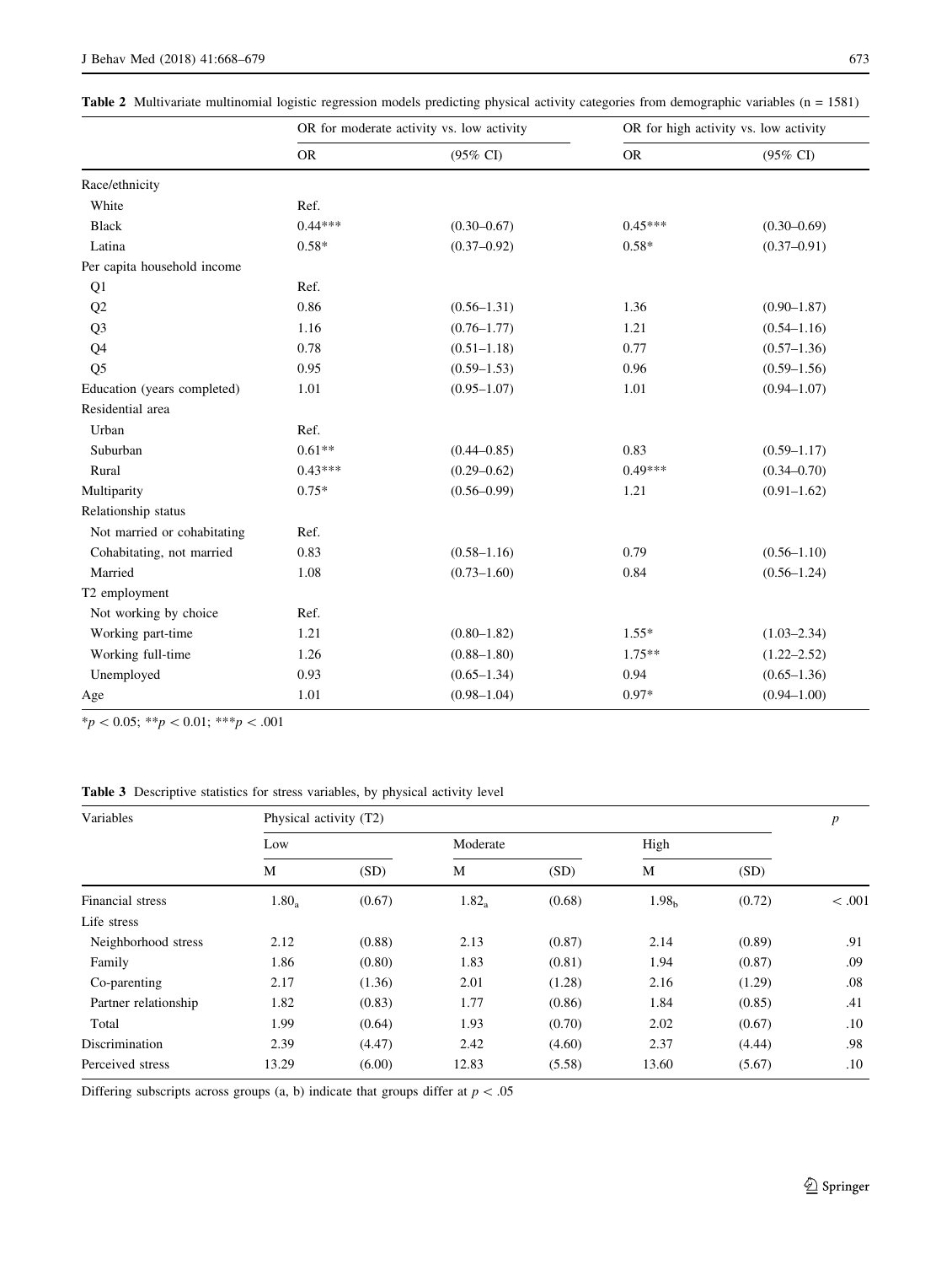**Table 2** Multivariate multinomial logistic regression models predicting physical activity categories from demographic variables (n = 1581)

| | OR for moderate activity vs. low activity | | OR for high activity vs. low activity | |
|---|---|---|---|---|
| | OR | (95% CI) | OR | (95% CI) |
| Race/ethnicity | | | | |
| White | Ref. | | | |
| Black | 0.44*** | (0.30–0.67) | 0.45*** | (0.30–0.69) |
| Latina | 0.58* | (0.37–0.92) | 0.58* | (0.37–0.91) |
| Per capita household income | | | | |
| Q1 | Ref. | | | |
| Q2 | 0.86 | (0.56–1.31) | 1.36 | (0.90–1.87) |
| Q3 | 1.16 | (0.76–1.77) | 1.21 | (0.54–1.16) |
| Q4 | 0.78 | (0.51–1.18) | 0.77 | (0.57–1.36) |
| Q5 | 0.95 | (0.59–1.53) | 0.96 | (0.59–1.56) |
| Education (years completed) | 1.01 | (0.95–1.07) | 1.01 | (0.94–1.07) |
| Residential area | | | | |
| Urban | Ref. | | | |
| Suburban | 0.61** | (0.44–0.85) | 0.83 | (0.59–1.17) |
| Rural | 0.43*** | (0.29–0.62) | 0.49*** | (0.34–0.70) |
| Multiparity | 0.75* | (0.56–0.99) | 1.21 | (0.91–1.62) |
| Relationship status | | | | |
| Not married or cohabitating | Ref. | | | |
| Cohabitating, not married | 0.83 | (0.58–1.16) | 0.79 | (0.56–1.10) |
| Married | 1.08 | (0.73–1.60) | 0.84 | (0.56–1.24) |
| T2 employment | | | | |
| Not working by choice | Ref. | | | |
| Working part-time | 1.21 | (0.80–1.82) | 1.55* | (1.03–2.34) |
| Working full-time | 1.26 | (0.88–1.80) | 1.75** | (1.22–2.52) |
| Unemployed | 0.93 | (0.65–1.34) | 0.94 | (0.65–1.36) |
| Age | 1.01 | (0.98–1.04) | 0.97* | (0.94–1.00) |

*$p < 0.05$; **$p < 0.01$; ***$p < .001$

**Table 3** Descriptive statistics for stress variables, by physical activity level

| Variables | Physical activity (T2) | | | | | | $p$ |
|---|---|---|---|---|---|---|---|
| | Low | | Moderate | | High | | |
| | M | (SD) | M | (SD) | M | (SD) | |
| Financial stress | $1.80_a$ | (0.67) | $1.82_a$ | (0.68) | $1.98_b$ | (0.72) | < .001 |
| Life stress | | | | | | | |
| Neighborhood stress | 2.12 | (0.88) | 2.13 | (0.87) | 2.14 | (0.89) | .91 |
| Family | 1.86 | (0.80) | 1.83 | (0.81) | 1.94 | (0.87) | .09 |
| Co-parenting | 2.17 | (1.36) | 2.01 | (1.28) | 2.16 | (1.29) | .08 |
| Partner relationship | 1.82 | (0.83) | 1.77 | (0.86) | 1.84 | (0.85) | .41 |
| Total | 1.99 | (0.64) | 1.93 | (0.70) | 2.02 | (0.67) | .10 |
| Discrimination | 2.39 | (4.47) | 2.42 | (4.60) | 2.37 | (4.44) | .98 |
| Perceived stress | 13.29 | (6.00) | 12.83 | (5.58) | 13.60 | (5.67) | .10 |

Differing subscripts across groups (a, b) indicate that groups differ at $p < .05$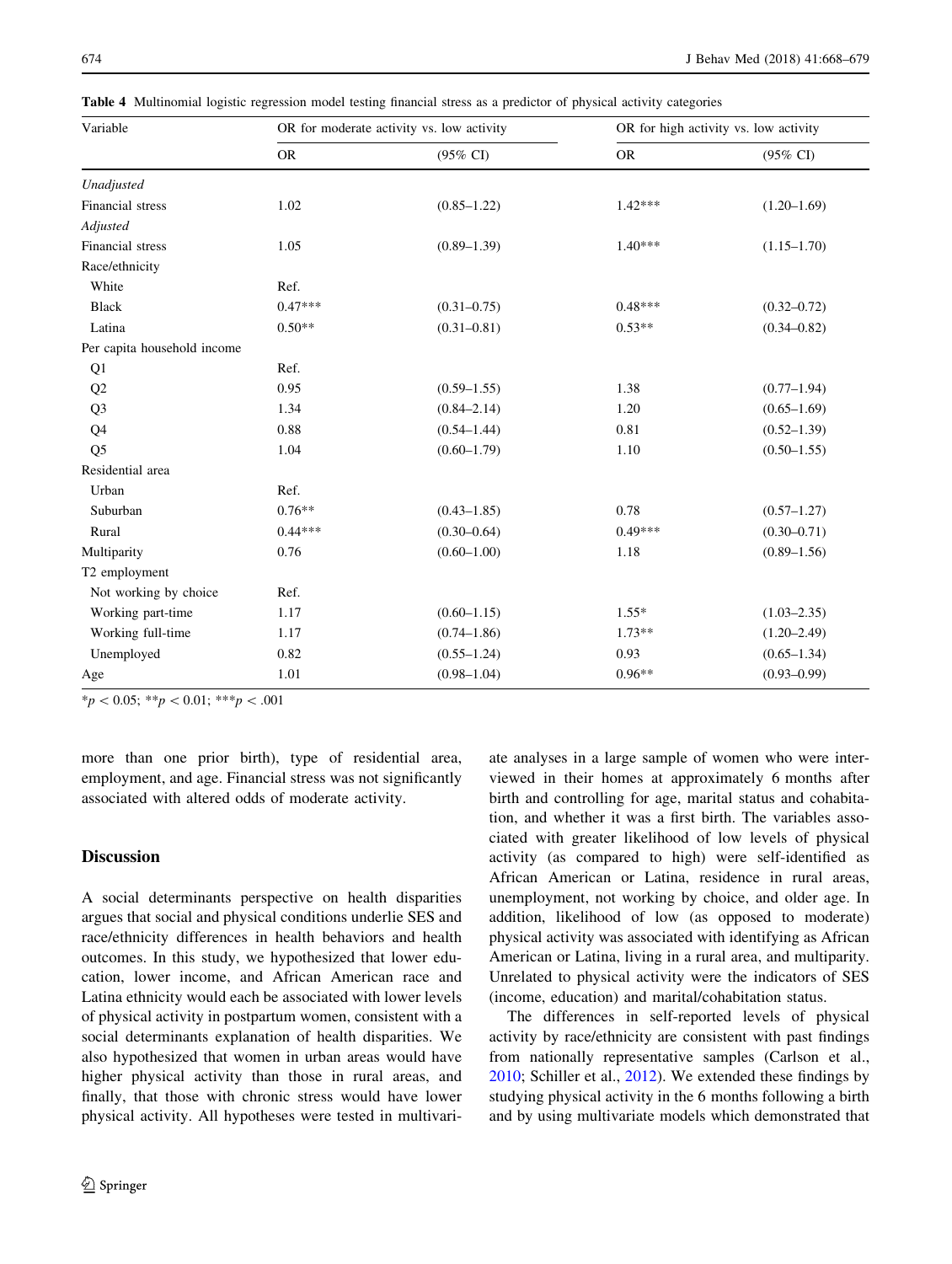**Table 4** Multinomial logistic regression model testing financial stress as a predictor of physical activity categories

| Variable | OR for moderate activity vs. low activity | | OR for high activity vs. low activity | |
|---|---|---|---|---|
| | OR | (95% CI) | OR | (95% CI) |
| *Unadjusted* | | | | |
| Financial stress | 1.02 | (0.85–1.22) | 1.42*** | (1.20–1.69) |
| *Adjusted* | | | | |
| Financial stress | 1.05 | (0.89–1.39) | 1.40*** | (1.15–1.70) |
| Race/ethnicity | | | | |
| White | Ref. | | | |
| Black | 0.47*** | (0.31–0.75) | 0.48*** | (0.32–0.72) |
| Latina | 0.50** | (0.31–0.81) | 0.53** | (0.34–0.82) |
| Per capita household income | | | | |
| Q1 | Ref. | | | |
| Q2 | 0.95 | (0.59–1.55) | 1.38 | (0.77–1.94) |
| Q3 | 1.34 | (0.84–2.14) | 1.20 | (0.65–1.69) |
| Q4 | 0.88 | (0.54–1.44) | 0.81 | (0.52–1.39) |
| Q5 | 1.04 | (0.60–1.79) | 1.10 | (0.50–1.55) |
| Residential area | | | | |
| Urban | Ref. | | | |
| Suburban | 0.76** | (0.43–1.85) | 0.78 | (0.57–1.27) |
| Rural | 0.44*** | (0.30–0.64) | 0.49*** | (0.30–0.71) |
| Multiparity | 0.76 | (0.60–1.00) | 1.18 | (0.89–1.56) |
| T2 employment | | | | |
| Not working by choice | Ref. | | | |
| Working part-time | 1.17 | (0.60–1.15) | 1.55* | (1.03–2.35) |
| Working full-time | 1.17 | (0.74–1.86) | 1.73** | (1.20–2.49) |
| Unemployed | 0.82 | (0.55–1.24) | 0.93 | (0.65–1.34) |
| Age | 1.01 | (0.98–1.04) | 0.96** | (0.93–0.99) |

*$p < 0.05$; **$p < 0.01$; ***$p < .001$

more than one prior birth), type of residential area, employment, and age. Financial stress was not significantly associated with altered odds of moderate activity.

## Discussion

A social determinants perspective on health disparities argues that social and physical conditions underlie SES and race/ethnicity differences in health behaviors and health outcomes. In this study, we hypothesized that lower education, lower income, and African American race and Latina ethnicity would each be associated with lower levels of physical activity in postpartum women, consistent with a social determinants explanation of health disparities. We also hypothesized that women in urban areas would have higher physical activity than those in rural areas, and finally, that those with chronic stress would have lower physical activity. All hypotheses were tested in multivariate analyses in a large sample of women who were interviewed in their homes at approximately 6 months after birth and controlling for age, marital status and cohabitation, and whether it was a first birth. The variables associated with greater likelihood of low levels of physical activity (as compared to high) were self-identified as African American or Latina, residence in rural areas, unemployment, not working by choice, and older age. In addition, likelihood of low (as opposed to moderate) physical activity was associated with identifying as African American or Latina, living in a rural area, and multiparity. Unrelated to physical activity were the indicators of SES (income, education) and marital/cohabitation status.

The differences in self-reported levels of physical activity by race/ethnicity are consistent with past findings from nationally representative samples (Carlson et al., 2010; Schiller et al., 2012). We extended these findings by studying physical activity in the 6 months following a birth and by using multivariate models which demonstrated that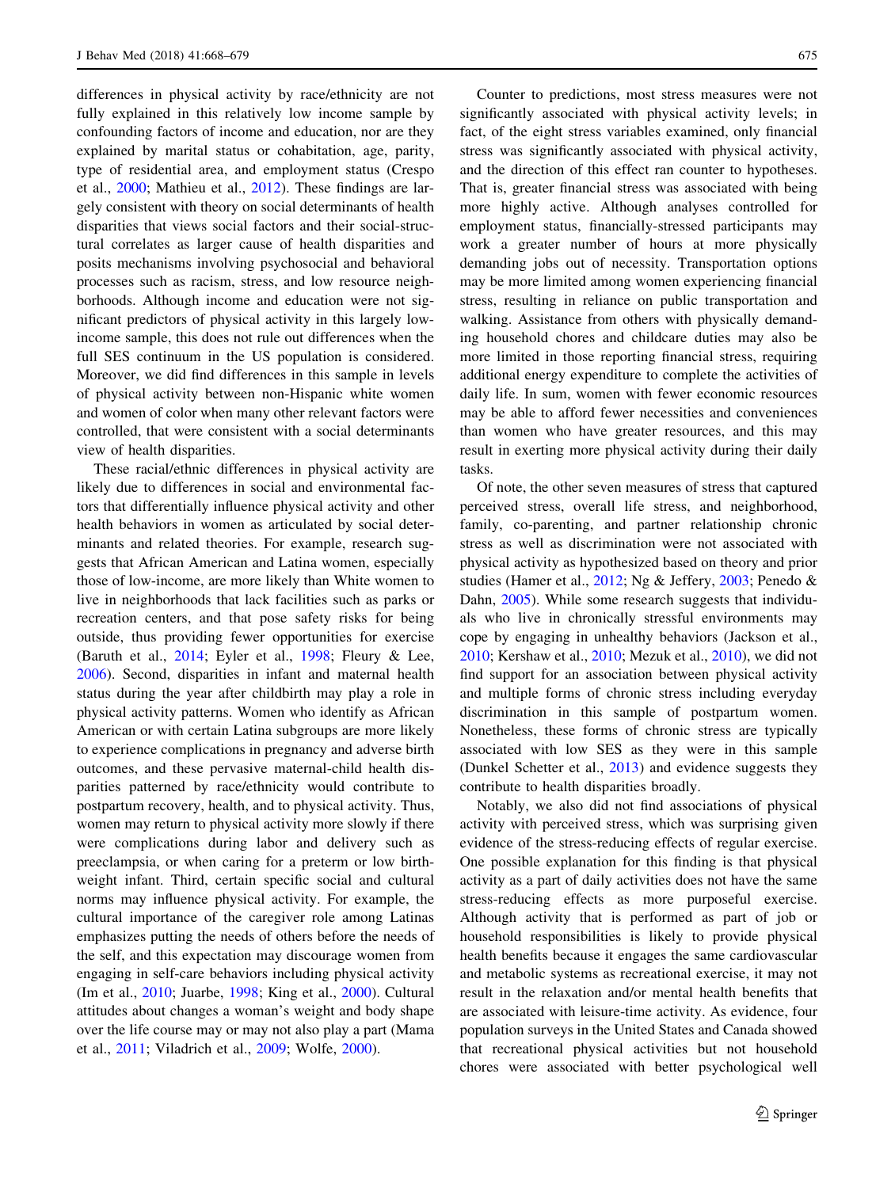differences in physical activity by race/ethnicity are not fully explained in this relatively low income sample by confounding factors of income and education, nor are they explained by marital status or cohabitation, age, parity, type of residential area, and employment status (Crespo et al., 2000; Mathieu et al., 2012). These findings are largely consistent with theory on social determinants of health disparities that views social factors and their social-structural correlates as larger cause of health disparities and posits mechanisms involving psychosocial and behavioral processes such as racism, stress, and low resource neighborhoods. Although income and education were not significant predictors of physical activity in this largely low-income sample, this does not rule out differences when the full SES continuum in the US population is considered. Moreover, we did find differences in this sample in levels of physical activity between non-Hispanic white women and women of color when many other relevant factors were controlled, that were consistent with a social determinants view of health disparities.

These racial/ethnic differences in physical activity are likely due to differences in social and environmental factors that differentially influence physical activity and other health behaviors in women as articulated by social determinants and related theories. For example, research suggests that African American and Latina women, especially those of low-income, are more likely than White women to live in neighborhoods that lack facilities such as parks or recreation centers, and that pose safety risks for being outside, thus providing fewer opportunities for exercise (Baruth et al., 2014; Eyler et al., 1998; Fleury & Lee, 2006). Second, disparities in infant and maternal health status during the year after childbirth may play a role in physical activity patterns. Women who identify as African American or with certain Latina subgroups are more likely to experience complications in pregnancy and adverse birth outcomes, and these pervasive maternal-child health disparities patterned by race/ethnicity would contribute to postpartum recovery, health, and to physical activity. Thus, women may return to physical activity more slowly if there were complications during labor and delivery such as preeclampsia, or when caring for a preterm or low birthweight infant. Third, certain specific social and cultural norms may influence physical activity. For example, the cultural importance of the caregiver role among Latinas emphasizes putting the needs of others before the needs of the self, and this expectation may discourage women from engaging in self-care behaviors including physical activity (Im et al., 2010; Juarbe, 1998; King et al., 2000). Cultural attitudes about changes a woman's weight and body shape over the life course may or may not also play a part (Mama et al., 2011; Viladrich et al., 2009; Wolfe, 2000).

Counter to predictions, most stress measures were not significantly associated with physical activity levels; in fact, of the eight stress variables examined, only financial stress was significantly associated with physical activity, and the direction of this effect ran counter to hypotheses. That is, greater financial stress was associated with being more highly active. Although analyses controlled for employment status, financially-stressed participants may work a greater number of hours at more physically demanding jobs out of necessity. Transportation options may be more limited among women experiencing financial stress, resulting in reliance on public transportation and walking. Assistance from others with physically demanding household chores and childcare duties may also be more limited in those reporting financial stress, requiring additional energy expenditure to complete the activities of daily life. In sum, women with fewer economic resources may be able to afford fewer necessities and conveniences than women who have greater resources, and this may result in exerting more physical activity during their daily tasks.

Of note, the other seven measures of stress that captured perceived stress, overall life stress, and neighborhood, family, co-parenting, and partner relationship chronic stress as well as discrimination were not associated with physical activity as hypothesized based on theory and prior studies (Hamer et al., 2012; Ng & Jeffery, 2003; Penedo & Dahn, 2005). While some research suggests that individuals who live in chronically stressful environments may cope by engaging in unhealthy behaviors (Jackson et al., 2010; Kershaw et al., 2010; Mezuk et al., 2010), we did not find support for an association between physical activity and multiple forms of chronic stress including everyday discrimination in this sample of postpartum women. Nonetheless, these forms of chronic stress are typically associated with low SES as they were in this sample (Dunkel Schetter et al., 2013) and evidence suggests they contribute to health disparities broadly.

Notably, we also did not find associations of physical activity with perceived stress, which was surprising given evidence of the stress-reducing effects of regular exercise. One possible explanation for this finding is that physical activity as a part of daily activities does not have the same stress-reducing effects as more purposeful exercise. Although activity that is performed as part of job or household responsibilities is likely to provide physical health benefits because it engages the same cardiovascular and metabolic systems as recreational exercise, it may not result in the relaxation and/or mental health benefits that are associated with leisure-time activity. As evidence, four population surveys in the United States and Canada showed that recreational physical activities but not household chores were associated with better psychological well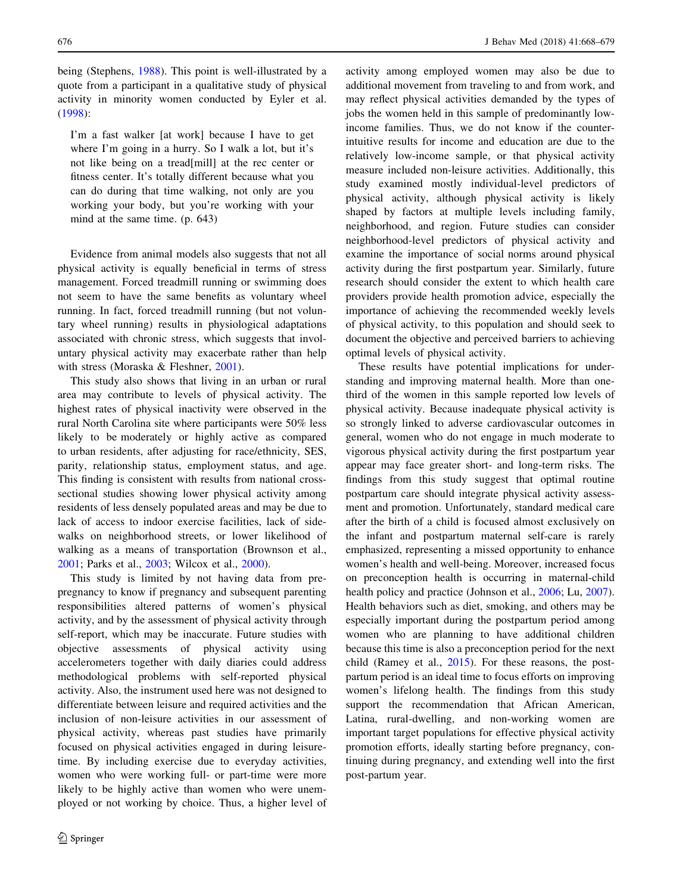being (Stephens, 1988). This point is well-illustrated by a quote from a participant in a qualitative study of physical activity in minority women conducted by Eyler et al. (1998):

> I'm a fast walker [at work] because I have to get where I'm going in a hurry. So I walk a lot, but it's not like being on a tread[mill] at the rec center or fitness center. It's totally different because what you can do during that time walking, not only are you working your body, but you're working with your mind at the same time. (p. 643)

Evidence from animal models also suggests that not all physical activity is equally beneficial in terms of stress management. Forced treadmill running or swimming does not seem to have the same benefits as voluntary wheel running. In fact, forced treadmill running (but not voluntary wheel running) results in physiological adaptations associated with chronic stress, which suggests that involuntary physical activity may exacerbate rather than help with stress (Moraska & Fleshner, 2001).

This study also shows that living in an urban or rural area may contribute to levels of physical activity. The highest rates of physical inactivity were observed in the rural North Carolina site where participants were 50% less likely to be moderately or highly active as compared to urban residents, after adjusting for race/ethnicity, SES, parity, relationship status, employment status, and age. This finding is consistent with results from national cross-sectional studies showing lower physical activity among residents of less densely populated areas and may be due to lack of access to indoor exercise facilities, lack of sidewalks on neighborhood streets, or lower likelihood of walking as a means of transportation (Brownson et al., 2001; Parks et al., 2003; Wilcox et al., 2000).

This study is limited by not having data from pre-pregnancy to know if pregnancy and subsequent parenting responsibilities altered patterns of women's physical activity, and by the assessment of physical activity through self-report, which may be inaccurate. Future studies with objective assessments of physical activity using accelerometers together with daily diaries could address methodological problems with self-reported physical activity. Also, the instrument used here was not designed to differentiate between leisure and required activities and the inclusion of non-leisure activities in our assessment of physical activity, whereas past studies have primarily focused on physical activities engaged in during leisure-time. By including exercise due to everyday activities, women who were working full- or part-time were more likely to be highly active than women who were unemployed or not working by choice. Thus, a higher level of activity among employed women may also be due to additional movement from traveling to and from work, and may reflect physical activities demanded by the types of jobs the women held in this sample of predominantly low-income families. Thus, we do not know if the counter-intuitive results for income and education are due to the relatively low-income sample, or that physical activity measure included non-leisure activities. Additionally, this study examined mostly individual-level predictors of physical activity, although physical activity is likely shaped by factors at multiple levels including family, neighborhood, and region. Future studies can consider neighborhood-level predictors of physical activity and examine the importance of social norms around physical activity during the first postpartum year. Similarly, future research should consider the extent to which health care providers provide health promotion advice, especially the importance of achieving the recommended weekly levels of physical activity, to this population and should seek to document the objective and perceived barriers to achieving optimal levels of physical activity.

These results have potential implications for understanding and improving maternal health. More than one-third of the women in this sample reported low levels of physical activity. Because inadequate physical activity is so strongly linked to adverse cardiovascular outcomes in general, women who do not engage in much moderate to vigorous physical activity during the first postpartum year appear may face greater short- and long-term risks. The findings from this study suggest that optimal routine postpartum care should integrate physical activity assessment and promotion. Unfortunately, standard medical care after the birth of a child is focused almost exclusively on the infant and postpartum maternal self-care is rarely emphasized, representing a missed opportunity to enhance women's health and well-being. Moreover, increased focus on preconception health is occurring in maternal-child health policy and practice (Johnson et al., 2006; Lu, 2007). Health behaviors such as diet, smoking, and others may be especially important during the postpartum period among women who are planning to have additional children because this time is also a preconception period for the next child (Ramey et al., 2015). For these reasons, the postpartum period is an ideal time to focus efforts on improving women's lifelong health. The findings from this study support the recommendation that African American, Latina, rural-dwelling, and non-working women are important target populations for effective physical activity promotion efforts, ideally starting before pregnancy, continuing during pregnancy, and extending well into the first post-partum year.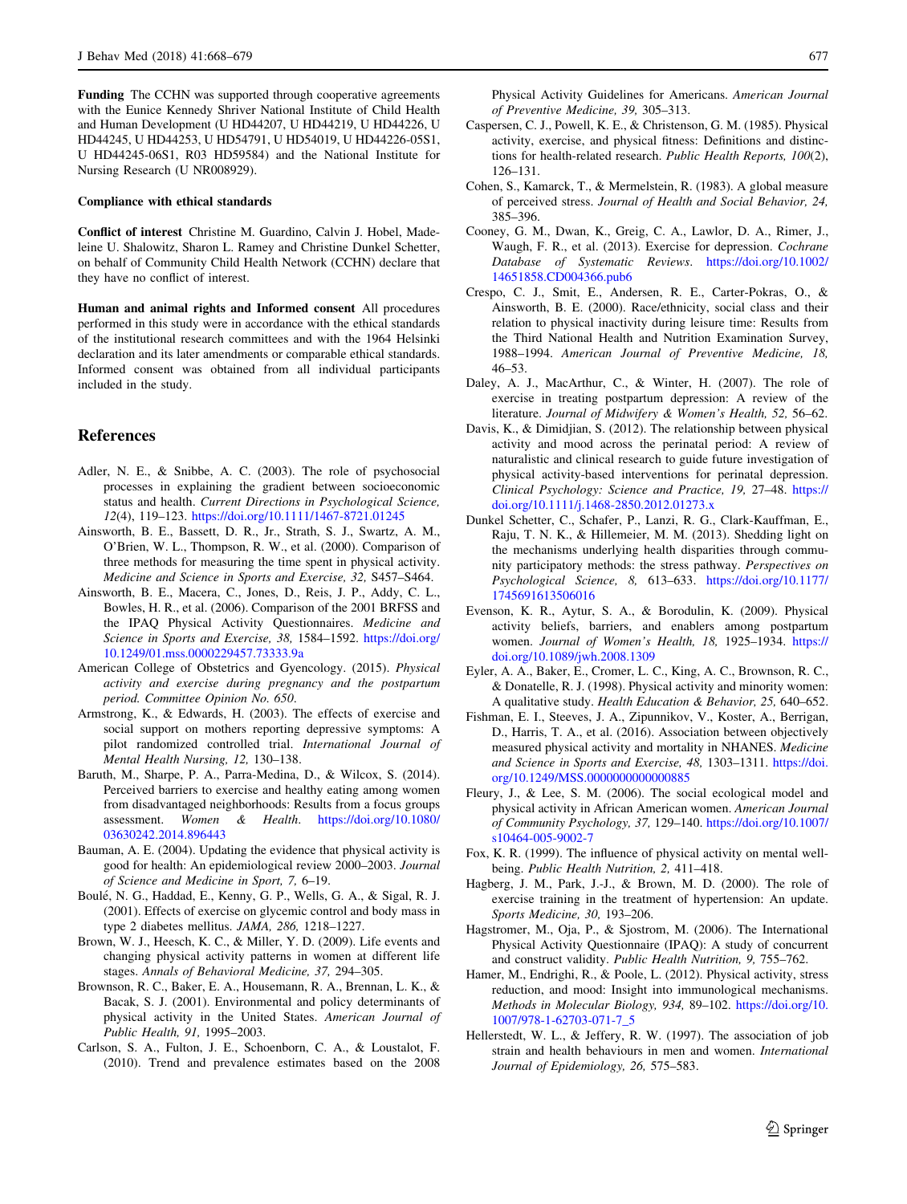**Funding** The CCHN was supported through cooperative agreements with the Eunice Kennedy Shriver National Institute of Child Health and Human Development (U HD44207, U HD44219, U HD44226, U HD44245, U HD44253, U HD54791, U HD54019, U HD44226-05S1, U HD44245-06S1, R03 HD59584) and the National Institute for Nursing Research (U NR008929).

**Compliance with ethical standards**

**Conflict of interest** Christine M. Guardino, Calvin J. Hobel, Madeleine U. Shalowitz, Sharon L. Ramey and Christine Dunkel Schetter, on behalf of Community Child Health Network (CCHN) declare that they have no conflict of interest.

**Human and animal rights and Informed consent** All procedures performed in this study were in accordance with the ethical standards of the institutional research committees and with the 1964 Helsinki declaration and its later amendments or comparable ethical standards. Informed consent was obtained from all individual participants included in the study.

## References

Adler, N. E., & Snibbe, A. C. (2003). The role of psychosocial processes in explaining the gradient between socioeconomic status and health. *Current Directions in Psychological Science, 12*(4), 119–123. https://doi.org/10.1111/1467-8721.01245

Ainsworth, B. E., Bassett, D. R., Jr., Strath, S. J., Swartz, A. M., O'Brien, W. L., Thompson, R. W., et al. (2000). Comparison of three methods for measuring the time spent in physical activity. *Medicine and Science in Sports and Exercise, 32,* S457–S464.

Ainsworth, B. E., Macera, C., Jones, D., Reis, J. P., Addy, C. L., Bowles, H. R., et al. (2006). Comparison of the 2001 BRFSS and the IPAQ Physical Activity Questionnaires. *Medicine and Science in Sports and Exercise, 38,* 1584–1592. https://doi.org/10.1249/01.mss.0000229457.73333.9a

American College of Obstetrics and Gyencology. (2015). *Physical activity and exercise during pregnancy and the postpartum period. Committee Opinion No. 650.*

Armstrong, K., & Edwards, H. (2003). The effects of exercise and social support on mothers reporting depressive symptoms: A pilot randomized controlled trial. *International Journal of Mental Health Nursing, 12,* 130–138.

Baruth, M., Sharpe, P. A., Parra-Medina, D., & Wilcox, S. (2014). Perceived barriers to exercise and healthy eating among women from disadvantaged neighborhoods: Results from a focus groups assessment. *Women & Health*. https://doi.org/10.1080/03630242.2014.896443

Bauman, A. E. (2004). Updating the evidence that physical activity is good for health: An epidemiological review 2000–2003. *Journal of Science and Medicine in Sport, 7,* 6–19.

Boulé, N. G., Haddad, E., Kenny, G. P., Wells, G. A., & Sigal, R. J. (2001). Effects of exercise on glycemic control and body mass in type 2 diabetes mellitus. *JAMA, 286,* 1218–1227.

Brown, W. J., Heesch, K. C., & Miller, Y. D. (2009). Life events and changing physical activity patterns in women at different life stages. *Annals of Behavioral Medicine, 37,* 294–305.

Brownson, R. C., Baker, E. A., Housemann, R. A., Brennan, L. K., & Bacak, S. J. (2001). Environmental and policy determinants of physical activity in the United States. *American Journal of Public Health, 91,* 1995–2003.

Carlson, S. A., Fulton, J. E., Schoenborn, C. A., & Loustalot, F. (2010). Trend and prevalence estimates based on the 2008 Physical Activity Guidelines for Americans. *American Journal of Preventive Medicine, 39,* 305–313.

Caspersen, C. J., Powell, K. E., & Christenson, G. M. (1985). Physical activity, exercise, and physical fitness: Definitions and distinctions for health-related research. *Public Health Reports, 100*(2), 126–131.

Cohen, S., Kamarck, T., & Mermelstein, R. (1983). A global measure of perceived stress. *Journal of Health and Social Behavior, 24,* 385–396.

Cooney, G. M., Dwan, K., Greig, C. A., Lawlor, D. A., Rimer, J., Waugh, F. R., et al. (2013). Exercise for depression. *Cochrane Database of Systematic Reviews*. https://doi.org/10.1002/14651858.CD004366.pub6

Crespo, C. J., Smit, E., Andersen, R. E., Carter-Pokras, O., & Ainsworth, B. E. (2000). Race/ethnicity, social class and their relation to physical inactivity during leisure time: Results from the Third National Health and Nutrition Examination Survey, 1988–1994. *American Journal of Preventive Medicine, 18,* 46–53.

Daley, A. J., MacArthur, C., & Winter, H. (2007). The role of exercise in treating postpartum depression: A review of the literature. *Journal of Midwifery & Women's Health, 52,* 56–62.

Davis, K., & Dimidjian, S. (2012). The relationship between physical activity and mood across the perinatal period: A review of naturalistic and clinical research to guide future investigation of physical activity-based interventions for perinatal depression. *Clinical Psychology: Science and Practice, 19,* 27–48. https://doi.org/10.1111/j.1468-2850.2012.01273.x

Dunkel Schetter, C., Schafer, P., Lanzi, R. G., Clark-Kauffman, E., Raju, T. N. K., & Hillemeier, M. M. (2013). Shedding light on the mechanisms underlying health disparities through community participatory methods: the stress pathway. *Perspectives on Psychological Science, 8,* 613–633. https://doi.org/10.1177/1745691613506016

Evenson, K. R., Aytur, S. A., & Borodulin, K. (2009). Physical activity beliefs, barriers, and enablers among postpartum women. *Journal of Women's Health, 18,* 1925–1934. https://doi.org/10.1089/jwh.2008.1309

Eyler, A. A., Baker, E., Cromer, L. C., King, A. C., Brownson, R. C., & Donatelle, R. J. (1998). Physical activity and minority women: A qualitative study. *Health Education & Behavior, 25,* 640–652.

Fishman, E. I., Steeves, J. A., Zipunnikov, V., Koster, A., Berrigan, D., Harris, T. A., et al. (2016). Association between objectively measured physical activity and mortality in NHANES. *Medicine and Science in Sports and Exercise, 48,* 1303–1311. https://doi.org/10.1249/MSS.0000000000000885

Fleury, J., & Lee, S. M. (2006). The social ecological model and physical activity in African American women. *American Journal of Community Psychology, 37,* 129–140. https://doi.org/10.1007/s10464-005-9002-7

Fox, K. R. (1999). The influence of physical activity on mental well-being. *Public Health Nutrition, 2,* 411–418.

Hagberg, J. M., Park, J.-J., & Brown, M. D. (2000). The role of exercise training in the treatment of hypertension: An update. *Sports Medicine, 30,* 193–206.

Hagstromer, M., Oja, P., & Sjostrom, M. (2006). The International Physical Activity Questionnaire (IPAQ): A study of concurrent and construct validity. *Public Health Nutrition, 9,* 755–762.

Hamer, M., Endrighi, R., & Poole, L. (2012). Physical activity, stress reduction, and mood: Insight into immunological mechanisms. *Methods in Molecular Biology, 934,* 89–102. https://doi.org/10.1007/978-1-62703-071-7_5

Hellerstedt, W. L., & Jeffery, R. W. (1997). The association of job strain and health behaviours in men and women. *International Journal of Epidemiology, 26,* 575–583.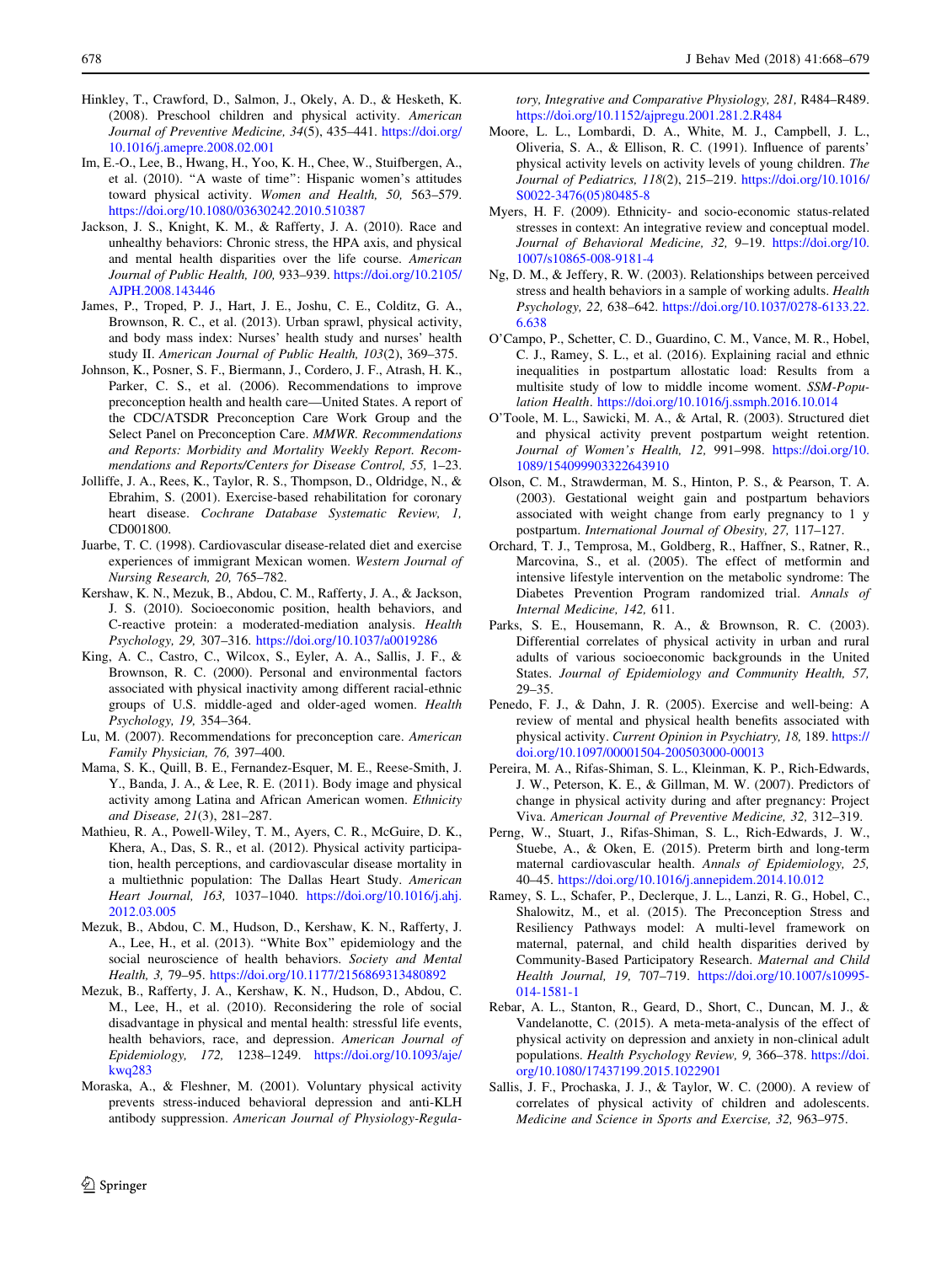Hinkley, T., Crawford, D., Salmon, J., Okely, A. D., & Hesketh, K. (2008). Preschool children and physical activity. *American Journal of Preventive Medicine, 34*(5), 435–441. https://doi.org/10.1016/j.amepre.2008.02.001

Im, E.-O., Lee, B., Hwang, H., Yoo, K. H., Chee, W., Stuifbergen, A., et al. (2010). "A waste of time": Hispanic women's attitudes toward physical activity. *Women and Health, 50,* 563–579. https://doi.org/10.1080/03630242.2010.510387

Jackson, J. S., Knight, K. M., & Rafferty, J. A. (2010). Race and unhealthy behaviors: Chronic stress, the HPA axis, and physical and mental health disparities over the life course. *American Journal of Public Health, 100,* 933–939. https://doi.org/10.2105/AJPH.2008.143446

James, P., Troped, P. J., Hart, J. E., Joshu, C. E., Colditz, G. A., Brownson, R. C., et al. (2013). Urban sprawl, physical activity, and body mass index: Nurses' health study and nurses' health study II. *American Journal of Public Health, 103*(2), 369–375.

Johnson, K., Posner, S. F., Biermann, J., Cordero, J. F., Atrash, H. K., Parker, C. S., et al. (2006). Recommendations to improve preconception health and health care—United States. A report of the CDC/ATSDR Preconception Care Work Group and the Select Panel on Preconception Care. *MMWR. Recommendations and Reports: Morbidity and Mortality Weekly Report. Recommendations and Reports/Centers for Disease Control, 55,* 1–23.

Jolliffe, J. A., Rees, K., Taylor, R. S., Thompson, D., Oldridge, N., & Ebrahim, S. (2001). Exercise-based rehabilitation for coronary heart disease. *Cochrane Database Systematic Review, 1,* CD001800.

Juarbe, T. C. (1998). Cardiovascular disease-related diet and exercise experiences of immigrant Mexican women. *Western Journal of Nursing Research, 20,* 765–782.

Kershaw, K. N., Mezuk, B., Abdou, C. M., Rafferty, J. A., & Jackson, J. S. (2010). Socioeconomic position, health behaviors, and C-reactive protein: a moderated-mediation analysis. *Health Psychology, 29,* 307–316. https://doi.org/10.1037/a0019286

King, A. C., Castro, C., Wilcox, S., Eyler, A. A., Sallis, J. F., & Brownson, R. C. (2000). Personal and environmental factors associated with physical inactivity among different racial-ethnic groups of U.S. middle-aged and older-aged women. *Health Psychology, 19,* 354–364.

Lu, M. (2007). Recommendations for preconception care. *American Family Physician, 76,* 397–400.

Mama, S. K., Quill, B. E., Fernandez-Esquer, M. E., Reese-Smith, J. Y., Banda, J. A., & Lee, R. E. (2011). Body image and physical activity among Latina and African American women. *Ethnicity and Disease, 21*(3), 281–287.

Mathieu, R. A., Powell-Wiley, T. M., Ayers, C. R., McGuire, D. K., Khera, A., Das, S. R., et al. (2012). Physical activity participation, health perceptions, and cardiovascular disease mortality in a multiethnic population: The Dallas Heart Study. *American Heart Journal, 163,* 1037–1040. https://doi.org/10.1016/j.ahj.2012.03.005

Mezuk, B., Abdou, C. M., Hudson, D., Kershaw, K. N., Rafferty, J. A., Lee, H., et al. (2013). "White Box" epidemiology and the social neuroscience of health behaviors. *Society and Mental Health, 3,* 79–95. https://doi.org/10.1177/2156869313480892

Mezuk, B., Rafferty, J. A., Kershaw, K. N., Hudson, D., Abdou, C. M., Lee, H., et al. (2010). Reconsidering the role of social disadvantage in physical and mental health: stressful life events, health behaviors, race, and depression. *American Journal of Epidemiology, 172,* 1238–1249. https://doi.org/10.1093/aje/kwq283

Moraska, A., & Fleshner, M. (2001). Voluntary physical activity prevents stress-induced behavioral depression and anti-KLH antibody suppression. *American Journal of Physiology-Regulatory, Integrative and Comparative Physiology, 281,* R484–R489. https://doi.org/10.1152/ajpregu.2001.281.2.R484

Moore, L. L., Lombardi, D. A., White, M. J., Campbell, J. L., Oliveria, S. A., & Ellison, R. C. (1991). Influence of parents' physical activity levels on activity levels of young children. *The Journal of Pediatrics, 118*(2), 215–219. https://doi.org/10.1016/S0022-3476(05)80485-8

Myers, H. F. (2009). Ethnicity- and socio-economic status-related stresses in context: An integrative review and conceptual model. *Journal of Behavioral Medicine, 32,* 9–19. https://doi.org/10.1007/s10865-008-9181-4

Ng, D. M., & Jeffery, R. W. (2003). Relationships between perceived stress and health behaviors in a sample of working adults. *Health Psychology, 22,* 638–642. https://doi.org/10.1037/0278-6133.22.6.638

O'Campo, P., Schetter, C. D., Guardino, C. M., Vance, M. R., Hobel, C. J., Ramey, S. L., et al. (2016). Explaining racial and ethnic inequalities in postpartum allostatic load: Results from a multisite study of low to middle income woment. *SSM-Population Health*. https://doi.org/10.1016/j.ssmph.2016.10.014

O'Toole, M. L., Sawicki, M. A., & Artal, R. (2003). Structured diet and physical activity prevent postpartum weight retention. *Journal of Women's Health, 12,* 991–998. https://doi.org/10.1089/154099903322643910

Olson, C. M., Strawderman, M. S., Hinton, P. S., & Pearson, T. A. (2003). Gestational weight gain and postpartum behaviors associated with weight change from early pregnancy to 1 y postpartum. *International Journal of Obesity, 27,* 117–127.

Orchard, T. J., Temprosa, M., Goldberg, R., Haffner, S., Ratner, R., Marcovina, S., et al. (2005). The effect of metformin and intensive lifestyle intervention on the metabolic syndrome: The Diabetes Prevention Program randomized trial. *Annals of Internal Medicine, 142,* 611.

Parks, S. E., Housemann, R. A., & Brownson, R. C. (2003). Differential correlates of physical activity in urban and rural adults of various socioeconomic backgrounds in the United States. *Journal of Epidemiology and Community Health, 57,* 29–35.

Penedo, F. J., & Dahn, J. R. (2005). Exercise and well-being: A review of mental and physical health benefits associated with physical activity. *Current Opinion in Psychiatry, 18,* 189. https://doi.org/10.1097/00001504-200503000-00013

Pereira, M. A., Rifas-Shiman, S. L., Kleinman, K. P., Rich-Edwards, J. W., Peterson, K. E., & Gillman, M. W. (2007). Predictors of change in physical activity during and after pregnancy: Project Viva. *American Journal of Preventive Medicine, 32,* 312–319.

Perng, W., Stuart, J., Rifas-Shiman, S. L., Rich-Edwards, J. W., Stuebe, A., & Oken, E. (2015). Preterm birth and long-term maternal cardiovascular health. *Annals of Epidemiology, 25,* 40–45. https://doi.org/10.1016/j.annepidem.2014.10.012

Ramey, S. L., Schafer, P., Declerque, J. L., Lanzi, R. G., Hobel, C., Shalowitz, M., et al. (2015). The Preconception Stress and Resiliency Pathways model: A multi-level framework on maternal, paternal, and child health disparities derived by Community-Based Participatory Research. *Maternal and Child Health Journal, 19,* 707–719. https://doi.org/10.1007/s10995-014-1581-1

Rebar, A. L., Stanton, R., Geard, D., Short, C., Duncan, M. J., & Vandelanotte, C. (2015). A meta-meta-analysis of the effect of physical activity on depression and anxiety in non-clinical adult populations. *Health Psychology Review, 9,* 366–378. https://doi.org/10.1080/17437199.2015.1022901

Sallis, J. F., Prochaska, J. J., & Taylor, W. C. (2000). A review of correlates of physical activity of children and adolescents. *Medicine and Science in Sports and Exercise, 32,* 963–975.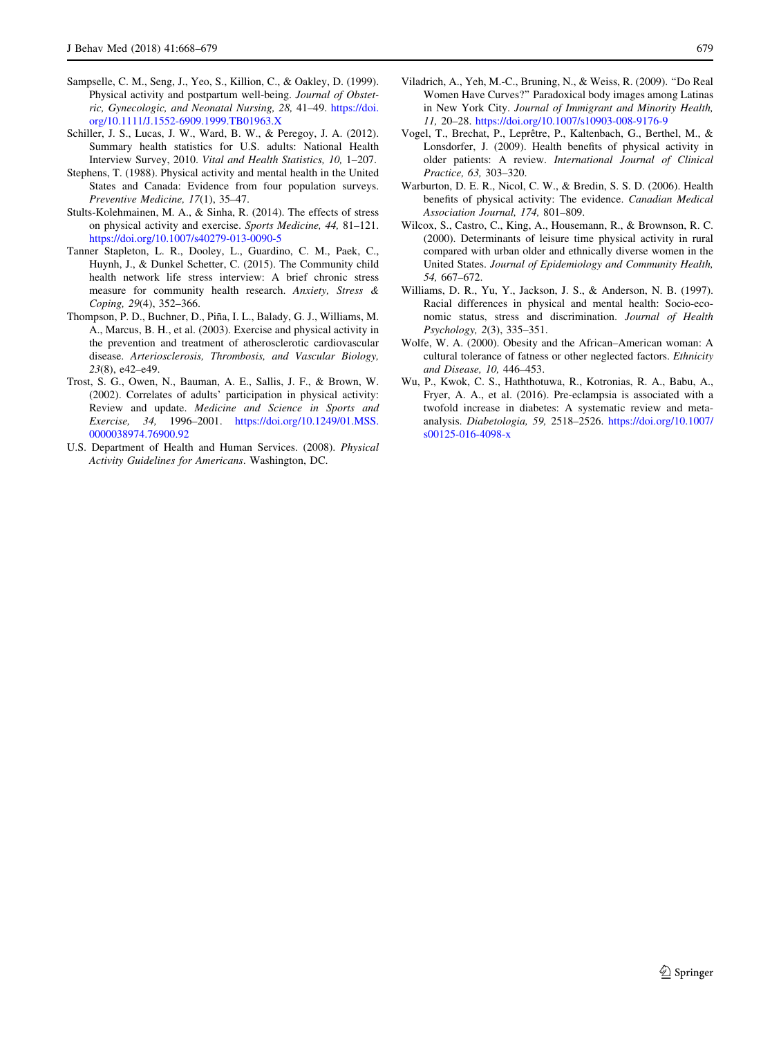Sampselle, C. M., Seng, J., Yeo, S., Killion, C., & Oakley, D. (1999). Physical activity and postpartum well-being. *Journal of Obstetric, Gynecologic, and Neonatal Nursing, 28,* 41–49. https://doi.org/10.1111/J.1552-6909.1999.TB01963.X

Schiller, J. S., Lucas, J. W., Ward, B. W., & Peregoy, J. A. (2012). Summary health statistics for U.S. adults: National Health Interview Survey, 2010. *Vital and Health Statistics, 10,* 1–207.

Stephens, T. (1988). Physical activity and mental health in the United States and Canada: Evidence from four population surveys. *Preventive Medicine, 17*(1), 35–47.

Stults-Kolehmainen, M. A., & Sinha, R. (2014). The effects of stress on physical activity and exercise. *Sports Medicine, 44,* 81–121. https://doi.org/10.1007/s40279-013-0090-5

Tanner Stapleton, L. R., Dooley, L., Guardino, C. M., Paek, C., Huynh, J., & Dunkel Schetter, C. (2015). The Community child health network life stress interview: A brief chronic stress measure for community health research. *Anxiety, Stress & Coping, 29*(4), 352–366.

Thompson, P. D., Buchner, D., Piña, I. L., Balady, G. J., Williams, M. A., Marcus, B. H., et al. (2003). Exercise and physical activity in the prevention and treatment of atherosclerotic cardiovascular disease. *Arteriosclerosis, Thrombosis, and Vascular Biology, 23*(8), e42–e49.

Trost, S. G., Owen, N., Bauman, A. E., Sallis, J. F., & Brown, W. (2002). Correlates of adults' participation in physical activity: Review and update. *Medicine and Science in Sports and Exercise, 34,* 1996–2001. https://doi.org/10.1249/01.MSS.0000038974.76900.92

U.S. Department of Health and Human Services. (2008). *Physical Activity Guidelines for Americans*. Washington, DC.

Viladrich, A., Yeh, M.-C., Bruning, N., & Weiss, R. (2009). "Do Real Women Have Curves?" Paradoxical body images among Latinas in New York City. *Journal of Immigrant and Minority Health, 11,* 20–28. https://doi.org/10.1007/s10903-008-9176-9

Vogel, T., Brechat, P., Leprêtre, P., Kaltenbach, G., Berthel, M., & Lonsdorfer, J. (2009). Health benefits of physical activity in older patients: A review. *International Journal of Clinical Practice, 63,* 303–320.

Warburton, D. E. R., Nicol, C. W., & Bredin, S. S. D. (2006). Health benefits of physical activity: The evidence. *Canadian Medical Association Journal, 174,* 801–809.

Wilcox, S., Castro, C., King, A., Housemann, R., & Brownson, R. C. (2000). Determinants of leisure time physical activity in rural compared with urban older and ethnically diverse women in the United States. *Journal of Epidemiology and Community Health, 54,* 667–672.

Williams, D. R., Yu, Y., Jackson, J. S., & Anderson, N. B. (1997). Racial differences in physical and mental health: Socio-economic status, stress and discrimination. *Journal of Health Psychology, 2*(3), 335–351.

Wolfe, W. A. (2000). Obesity and the African–American woman: A cultural tolerance of fatness or other neglected factors. *Ethnicity and Disease, 10,* 446–453.

Wu, P., Kwok, C. S., Haththotuwa, R., Kotronias, R. A., Babu, A., Fryer, A. A., et al. (2016). Pre-eclampsia is associated with a twofold increase in diabetes: A systematic review and meta-analysis. *Diabetologia, 59,* 2518–2526. https://doi.org/10.1007/s00125-016-4098-x